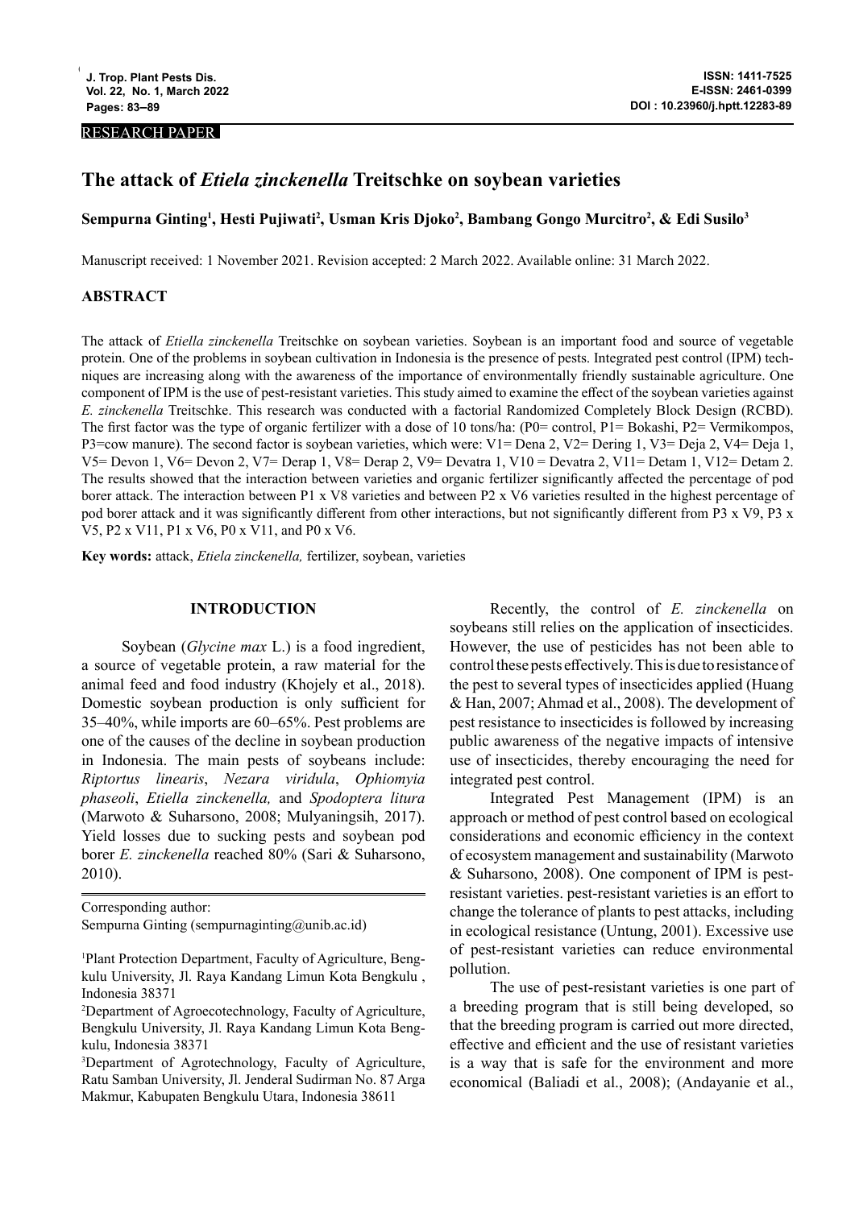RESEARCH PAPER

# The attack of *Etiela zinckenella* Treitschke on soybean varieties

**Sempurna Ginting[1], Hesti Pujiwati[2], Usman Kris Djoko[2], Bambang Gongo Murcitro[2], & Edi Susilo[3]**

Manuscript received: 1 November 2021. Revision accepted: 2 March 2022. Available online: 31 March 2022.

## ABSTRACT

The attack of *Etiella zinckenella* Treitschke on soybean varieties. Soybean is an important food and source of vegetable protein. One of the problems in soybean cultivation in Indonesia is the presence of pests. Integrated pest control (IPM) techniques are increasing along with the awareness of the importance of environmentally friendly sustainable agriculture. One component of IPM is the use of pest-resistant varieties. This study aimed to examine the effect of the soybean varieties against *E. zinckenella* Treitschke. This research was conducted with a factorial Randomized Completely Block Design (RCBD). The first factor was the type of organic fertilizer with a dose of 10 tons/ha: (P0= control, P1= Bokashi, P2= Vermikompos, P3=cow manure). The second factor is soybean varieties, which were: V1= Dena 2, V2= Dering 1, V3= Deja 2, V4= Deja 1, V5= Devon 1, V6= Devon 2, V7= Derap 1, V8= Derap 2, V9= Devatra 1, V10 = Devatra 2, V11= Detam 1, V12= Detam 2. The results showed that the interaction between varieties and organic fertilizer significantly affected the percentage of pod borer attack. The interaction between P1 x V8 varieties and between P2 x V6 varieties resulted in the highest percentage of pod borer attack and it was significantly different from other interactions, but not significantly different from P3 x V9, P3 x V5, P2 x V11, P1 x V6, P0 x V11, and P0 x V6.

**Key words:** attack, *Etiela zinckenella,* fertilizer, soybean, varieties

## INTRODUCTION

Soybean (*Glycine max* L.) is a food ingredient, a source of vegetable protein, a raw material for the animal feed and food industry (Khojely et al., 2018). Domestic soybean production is only sufficient for 35–40%, while imports are 60–65%. Pest problems are one of the causes of the decline in soybean production in Indonesia. The main pests of soybeans include: *Riptortus linearis*, *Nezara viridula*, *Ophiomyia phaseoli*, *Etiella zinckenella,* and *Spodoptera litura* (Marwoto & Suharsono, 2008; Mulyaningsih, 2017). Yield losses due to sucking pests and soybean pod borer *E. zinckenella* reached 80% (Sari & Suharsono, 2010).

Corresponding author:
Sempurna Ginting (sempurnaginting@unib.ac.id)

[1]Plant Protection Department, Faculty of Agriculture, Bengkulu University, Jl. Raya Kandang Limun Kota Bengkulu , Indonesia 38371

[2]Department of Agroecotechnology, Faculty of Agriculture, Bengkulu University, Jl. Raya Kandang Limun Kota Bengkulu, Indonesia 38371

[3]Department of Agrotechnology, Faculty of Agriculture, Ratu Samban University, Jl. Jenderal Sudirman No. 87 Arga Makmur, Kabupaten Bengkulu Utara, Indonesia 38611

Recently, the control of *E. zinckenella* on soybeans still relies on the application of insecticides. However, the use of pesticides has not been able to control these pests effectively. This is due to resistance of the pest to several types of insecticides applied (Huang & Han, 2007; Ahmad et al., 2008). The development of pest resistance to insecticides is followed by increasing public awareness of the negative impacts of intensive use of insecticides, thereby encouraging the need for integrated pest control.

Integrated Pest Management (IPM) is an approach or method of pest control based on ecological considerations and economic efficiency in the context of ecosystem management and sustainability (Marwoto & Suharsono, 2008). One component of IPM is pest-resistant varieties. pest-resistant varieties is an effort to change the tolerance of plants to pest attacks, including in ecological resistance (Untung, 2001). Excessive use of pest-resistant varieties can reduce environmental pollution.

The use of pest-resistant varieties is one part of a breeding program that is still being developed, so that the breeding program is carried out more directed, effective and efficient and the use of resistant varieties is a way that is safe for the environment and more economical (Baliadi et al., 2008); (Andayanie et al.,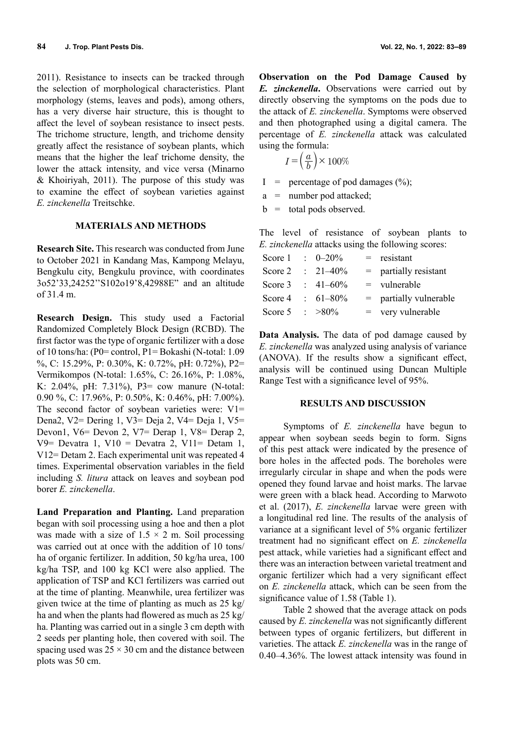2011). Resistance to insects can be tracked through the selection of morphological characteristics. Plant morphology (stems, leaves and pods), among others, has a very diverse hair structure, this is thought to affect the level of soybean resistance to insect pests. The trichome structure, length, and trichome density greatly affect the resistance of soybean plants, which means that the higher the leaf trichome density, the lower the attack intensity, and vice versa (Minarno & Khoiriyah, 2011). The purpose of this study was to examine the effect of soybean varieties against *E. zinckenella* Treitschke.

## MATERIALS AND METHODS

**Research Site.** This research was conducted from June to October 2021 in Kandang Mas, Kampong Melayu, Bengkulu city, Bengkulu province, with coordinates 3o52'33,24252''S102o19'8,42988E" and an altitude of 31.4 m.

**Research Design.** This study used a Factorial Randomized Completely Block Design (RCBD). The first factor was the type of organic fertilizer with a dose of 10 tons/ha: (P0= control, P1= Bokashi (N-total: 1.09 %, C: 15.29%, P: 0.30%, K: 0.72%, pH: 0.72%), P2= Vermikompos (N-total: 1.65%, C: 26.16%, P: 1.08%, K: 2.04%, pH: 7.31%), P3= cow manure (N-total: 0.90 %, C: 17.96%, P: 0.50%, K: 0.46%, pH: 7.00%). The second factor of soybean varieties were: V1= Dena2, V2= Dering 1, V3= Deja 2, V4= Deja 1, V5= Devon1, V6= Devon 2, V7= Derap 1, V8= Derap 2, V9= Devatra 1, V10 = Devatra 2, V11= Detam 1, V12= Detam 2. Each experimental unit was repeated 4 times. Experimental observation variables in the field including *S. litura* attack on leaves and soybean pod borer *E. zinckenella*.

**Land Preparation and Planting.** Land preparation began with soil processing using a hoe and then a plot was made with a size of 1.5 × 2 m. Soil processing was carried out at once with the addition of 10 tons/ha of organic fertilizer. In addition, 50 kg/ha urea, 100 kg/ha TSP, and 100 kg KCl were also applied. The application of TSP and KCl fertilizers was carried out at the time of planting. Meanwhile, urea fertilizer was given twice at the time of planting as much as 25 kg/ha and when the plants had flowered as much as 25 kg/ha. Planting was carried out in a single 3 cm depth with 2 seeds per planting hole, then covered with soil. The spacing used was 25 × 30 cm and the distance between plots was 50 cm.

**Observation on the Pod Damage Caused by *E. zinckenella*.** Observations were carried out by directly observing the symptoms on the pods due to the attack of *E. zinckenella*. Symptoms were observed and then photographed using a digital camera. The percentage of *E. zinckenella* attack was calculated using the formula:

$$I = \left(\frac{a}{b}\right) \times 100\%$$

I = percentage of pod damages (%);
a = number pod attacked;
b = total pods observed.

The level of resistance of soybean plants to *E. zinckenella* attacks using the following scores:

| | | | | |
|---|---|---|---|---|
| Score 1 | : | 0–20% | = | resistant |
| Score 2 | : | 21–40% | = | partially resistant |
| Score 3 | : | 41–60% | = | vulnerable |
| Score 4 | : | 61–80% | = | partially vulnerable |
| Score 5 | : | >80% | = | very vulnerable |

**Data Analysis.** The data of pod damage caused by *E. zinckenella* was analyzed using analysis of variance (ANOVA). If the results show a significant effect, analysis will be continued using Duncan Multiple Range Test with a significance level of 95%.

## RESULTS AND DISCUSSION

Symptoms of *E. zinckenella* have begun to appear when soybean seeds begin to form. Signs of this pest attack were indicated by the presence of bore holes in the affected pods. The boreholes were irregularly circular in shape and when the pods were opened they found larvae and hoist marks. The larvae were green with a black head. According to Marwoto et al. (2017), *E. zinckenella* larvae were green with a longitudinal red line. The results of the analysis of variance at a significant level of 5% organic fertilizer treatment had no significant effect on *E. zinckenella* pest attack, while varieties had a significant effect and there was an interaction between varietal treatment and organic fertilizer which had a very significant effect on *E. zinckenella* attack, which can be seen from the significance value of 1.58 (Table 1).

Table 2 showed that the average attack on pods caused by *E. zinckenella* was not significantly different between types of organic fertilizers, but different in varieties. The attack *E. zinckenella* was in the range of 0.40–4.36%. The lowest attack intensity was found in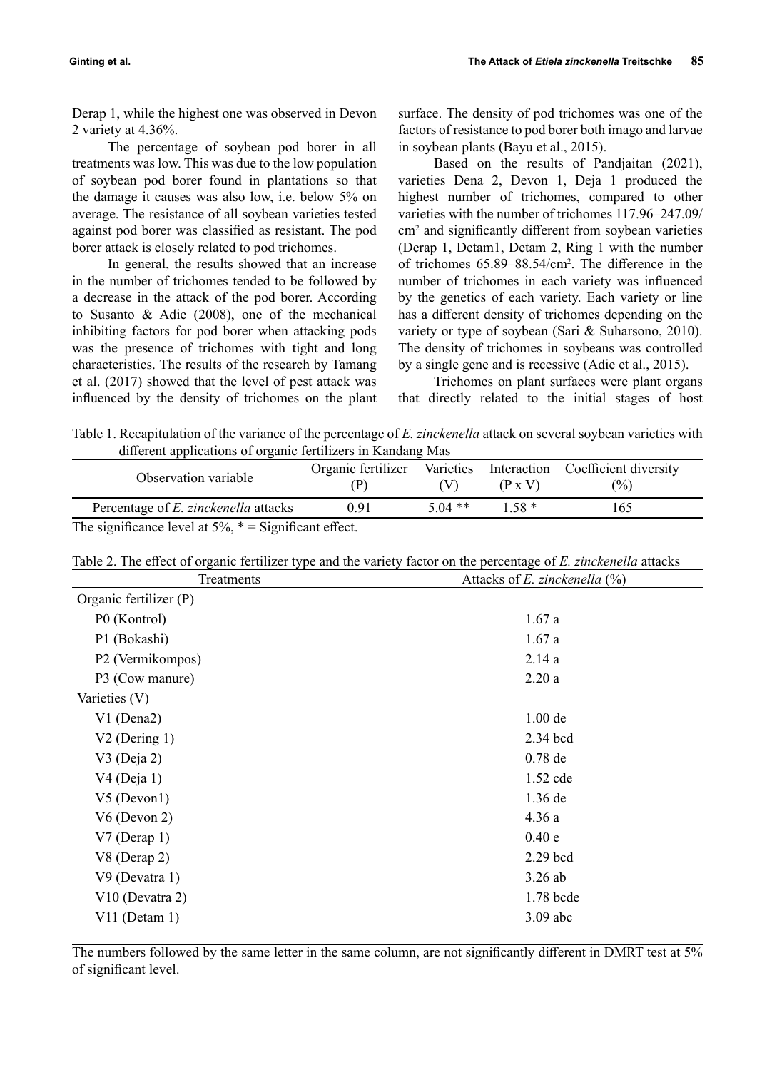Derap 1, while the highest one was observed in Devon 2 variety at 4.36%.

The percentage of soybean pod borer in all treatments was low. This was due to the low population of soybean pod borer found in plantations so that the damage it causes was also low, i.e. below 5% on average. The resistance of all soybean varieties tested against pod borer was classified as resistant. The pod borer attack is closely related to pod trichomes.

In general, the results showed that an increase in the number of trichomes tended to be followed by a decrease in the attack of the pod borer. According to Susanto & Adie (2008), one of the mechanical inhibiting factors for pod borer when attacking pods was the presence of trichomes with tight and long characteristics. The results of the research by Tamang et al. (2017) showed that the level of pest attack was influenced by the density of trichomes on the plant surface. The density of pod trichomes was one of the factors of resistance to pod borer both imago and larvae in soybean plants (Bayu et al., 2015).

Based on the results of Pandjaitan (2021), varieties Dena 2, Devon 1, Deja 1 produced the highest number of trichomes, compared to other varieties with the number of trichomes 117.96–247.09/cm$^2$ and significantly different from soybean varieties (Derap 1, Detam1, Detam 2, Ring 1 with the number of trichomes 65.89–88.54/cm$^2$. The difference in the number of trichomes in each variety was influenced by the genetics of each variety. Each variety or line has a different density of trichomes depending on the variety or type of soybean (Sari & Suharsono, 2010). The density of trichomes in soybeans was controlled by a single gene and is recessive (Adie et al., 2015).

Trichomes on plant surfaces were plant organs that directly related to the initial stages of host

Table 1. Recapitulation of the variance of the percentage of *E. zinckenella* attack on several soybean varieties with different applications of organic fertilizers in Kandang Mas

| Observation variable | Organic fertilizer (P) | Varieties (V) | Interaction (P x V) | Coefficient diversity (%) |
|---|---|---|---|---|
| Percentage of *E. zinckenella* attacks | 0.91 | 5.04 ** | 1.58 * | 165 |

The significance level at 5%, * = Significant effect.

Table 2. The effect of organic fertilizer type and the variety factor on the percentage of *E. zinckenella* attacks

| Treatments | Attacks of *E. zinckenella* (%) |
|---|---|
| Organic fertilizer (P) | |
| P0 (Kontrol) | 1.67 a |
| P1 (Bokashi) | 1.67 a |
| P2 (Vermikompos) | 2.14 a |
| P3 (Cow manure) | 2.20 a |
| Varieties (V) | |
| V1 (Dena2) | 1.00 de |
| V2 (Dering 1) | 2.34 bcd |
| V3 (Deja 2) | 0.78 de |
| V4 (Deja 1) | 1.52 cde |
| V5 (Devon1) | 1.36 de |
| V6 (Devon 2) | 4.36 a |
| V7 (Derap 1) | 0.40 e |
| V8 (Derap 2) | 2.29 bcd |
| V9 (Devatra 1) | 3.26 ab |
| V10 (Devatra 2) | 1.78 bcde |
| V11 (Detam 1) | 3.09 abc |

The numbers followed by the same letter in the same column, are not significantly different in DMRT test at 5% of significant level.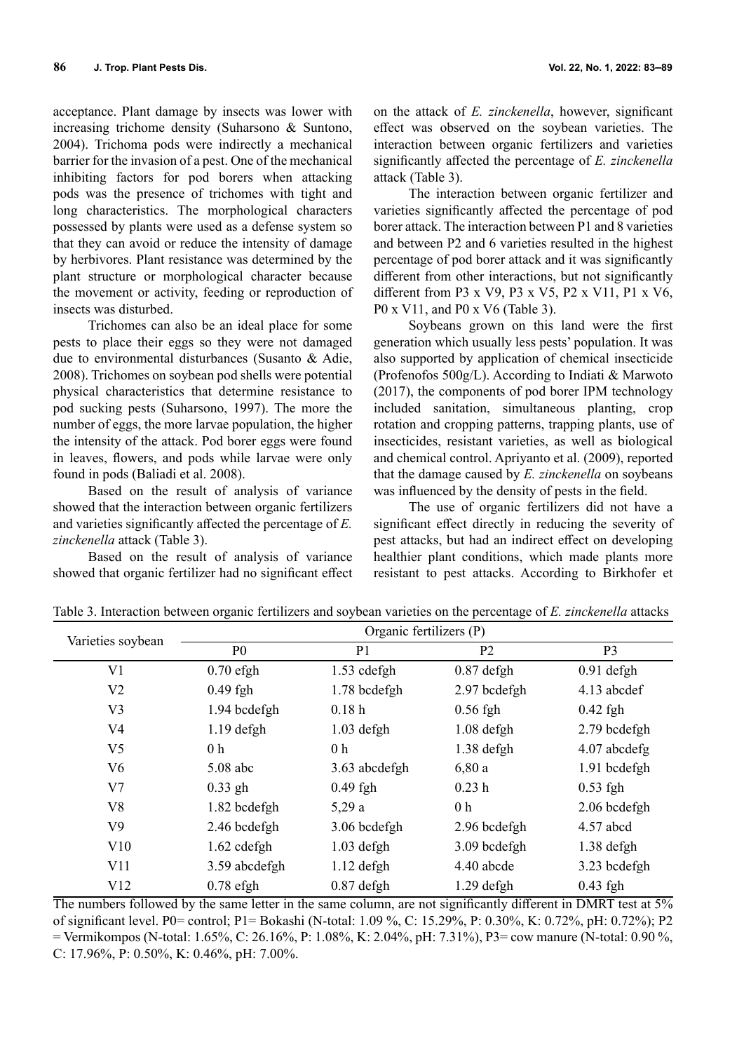acceptance. Plant damage by insects was lower with increasing trichome density (Suharsono & Suntono, 2004). Trichoma pods were indirectly a mechanical barrier for the invasion of a pest. One of the mechanical inhibiting factors for pod borers when attacking pods was the presence of trichomes with tight and long characteristics. The morphological characters possessed by plants were used as a defense system so that they can avoid or reduce the intensity of damage by herbivores. Plant resistance was determined by the plant structure or morphological character because the movement or activity, feeding or reproduction of insects was disturbed.

Trichomes can also be an ideal place for some pests to place their eggs so they were not damaged due to environmental disturbances (Susanto & Adie, 2008). Trichomes on soybean pod shells were potential physical characteristics that determine resistance to pod sucking pests (Suharsono, 1997). The more the number of eggs, the more larvae population, the higher the intensity of the attack. Pod borer eggs were found in leaves, flowers, and pods while larvae were only found in pods (Baliadi et al. 2008).

Based on the result of analysis of variance showed that the interaction between organic fertilizers and varieties significantly affected the percentage of *E. zinckenella* attack (Table 3).

Based on the result of analysis of variance showed that organic fertilizer had no significant effect on the attack of *E. zinckenella*, however, significant effect was observed on the soybean varieties. The interaction between organic fertilizers and varieties significantly affected the percentage of *E. zinckenella* attack (Table 3).

The interaction between organic fertilizer and varieties significantly affected the percentage of pod borer attack. The interaction between P1 and 8 varieties and between P2 and 6 varieties resulted in the highest percentage of pod borer attack and it was significantly different from other interactions, but not significantly different from P3 x V9, P3 x V5, P2 x V11, P1 x V6, P0 x V11, and P0 x V6 (Table 3).

Soybeans grown on this land were the first generation which usually less pests' population. It was also supported by application of chemical insecticide (Profenofos 500g/L). According to Indiati & Marwoto (2017), the components of pod borer IPM technology included sanitation, simultaneous planting, crop rotation and cropping patterns, trapping plants, use of insecticides, resistant varieties, as well as biological and chemical control. Apriyanto et al. (2009), reported that the damage caused by *E. zinckenella* on soybeans was influenced by the density of pests in the field.

The use of organic fertilizers did not have a significant effect directly in reducing the severity of pest attacks, but had an indirect effect on developing healthier plant conditions, which made plants more resistant to pest attacks. According to Birkhofer et

Table 3. Interaction between organic fertilizers and soybean varieties on the percentage of *E. zinckenella* attacks

| Varieties soybean | Organic fertilizers (P) | | | |
|---|---|---|---|---|
| | P0 | P1 | P2 | P3 |
| V1 | 0.70 efgh | 1.53 cdefgh | 0.87 defgh | 0.91 defgh |
| V2 | 0.49 fgh | 1.78 bcdefgh | 2.97 bcdefgh | 4.13 abcdef |
| V3 | 1.94 bcdefgh | 0.18 h | 0.56 fgh | 0.42 fgh |
| V4 | 1.19 defgh | 1.03 defgh | 1.08 defgh | 2.79 bcdefgh |
| V5 | 0 h | 0 h | 1.38 defgh | 4.07 abcdefg |
| V6 | 5.08 abc | 3.63 abcdefgh | 6,80 a | 1.91 bcdefgh |
| V7 | 0.33 gh | 0.49 fgh | 0.23 h | 0.53 fgh |
| V8 | 1.82 bcdefgh | 5,29 a | 0 h | 2.06 bcdefgh |
| V9 | 2.46 bcdefgh | 3.06 bcdefgh | 2.96 bcdefgh | 4.57 abcd |
| V10 | 1.62 cdefgh | 1.03 defgh | 3.09 bcdefgh | 1.38 defgh |
| V11 | 3.59 abcdefgh | 1.12 defgh | 4.40 abcde | 3.23 bcdefgh |
| V12 | 0.78 efgh | 0.87 defgh | 1.29 defgh | 0.43 fgh |

The numbers followed by the same letter in the same column, are not significantly different in DMRT test at 5% of significant level. P0= control; P1= Bokashi (N-total: 1.09 %, C: 15.29%, P: 0.30%, K: 0.72%, pH: 0.72%); P2 = Vermikompos (N-total: 1.65%, C: 26.16%, P: 1.08%, K: 2.04%, pH: 7.31%), P3= cow manure (N-total: 0.90 %, C: 17.96%, P: 0.50%, K: 0.46%, pH: 7.00%.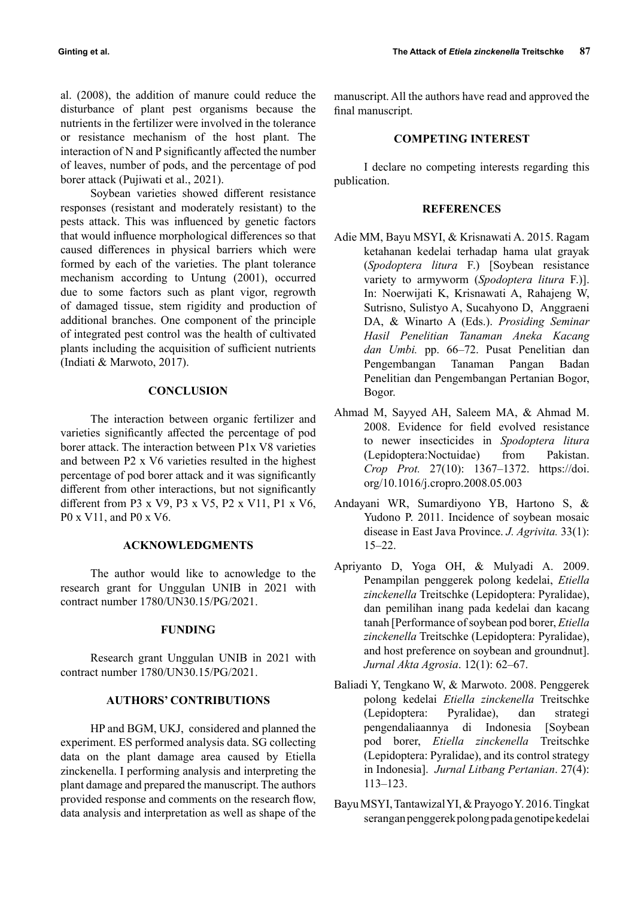al. (2008), the addition of manure could reduce the disturbance of plant pest organisms because the nutrients in the fertilizer were involved in the tolerance or resistance mechanism of the host plant. The interaction of N and P significantly affected the number of leaves, number of pods, and the percentage of pod borer attack (Pujiwati et al., 2021).

Soybean varieties showed different resistance responses (resistant and moderately resistant) to the pests attack. This was influenced by genetic factors that would influence morphological differences so that caused differences in physical barriers which were formed by each of the varieties. The plant tolerance mechanism according to Untung (2001), occurred due to some factors such as plant vigor, regrowth of damaged tissue, stem rigidity and production of additional branches. One component of the principle of integrated pest control was the health of cultivated plants including the acquisition of sufficient nutrients (Indiati & Marwoto, 2017).

## CONCLUSION

The interaction between organic fertilizer and varieties significantly affected the percentage of pod borer attack. The interaction between P1x V8 varieties and between P2 x V6 varieties resulted in the highest percentage of pod borer attack and it was significantly different from other interactions, but not significantly different from P3 x V9, P3 x V5, P2 x V11, P1 x V6, P0 x V11, and P0 x V6.

## ACKNOWLEDGMENTS

The author would like to acnowledge to the research grant for Unggulan UNIB in 2021 with contract number 1780/UN30.15/PG/2021.

## FUNDING

Research grant Unggulan UNIB in 2021 with contract number 1780/UN30.15/PG/2021.

## AUTHORS' CONTRIBUTIONS

HP and BGM, UKJ, considered and planned the experiment. ES performed analysis data. SG collecting data on the plant damage area caused by Etiella zinckenella. I performing analysis and interpreting the plant damage and prepared the manuscript. The authors provided response and comments on the research flow, data analysis and interpretation as well as shape of the manuscript. All the authors have read and approved the final manuscript.

## COMPETING INTEREST

I declare no competing interests regarding this publication.

## REFERENCES

Adie MM, Bayu MSYI, & Krisnawati A. 2015. Ragam ketahanan kedelai terhadap hama ulat grayak (*Spodoptera litura* F.) [Soybean resistance variety to armyworm (*Spodoptera litura* F.)]. In: Noerwijati K, Krisnawati A, Rahajeng W, Sutrisno, Sulistyo A, Sucahyono D, Anggraeni DA, & Winarto A (Eds.). *Prosiding Seminar Hasil Penelitian Tanaman Aneka Kacang dan Umbi.* pp. 66–72. Pusat Penelitian dan Pengembangan Tanaman Pangan Badan Penelitian dan Pengembangan Pertanian Bogor, Bogor.

Ahmad M, Sayyed AH, Saleem MA, & Ahmad M. 2008. Evidence for field evolved resistance to newer insecticides in *Spodoptera litura* (Lepidoptera:Noctuidae) from Pakistan. *Crop Prot.* 27(10): 1367–1372. https://doi.org/10.1016/j.cropro.2008.05.003

Andayani WR, Sumardiyono YB, Hartono S, & Yudono P. 2011. Incidence of soybean mosaic disease in East Java Province. *J. Agrivita.* 33(1): 15–22.

Apriyanto D, Yoga OH, & Mulyadi A. 2009. Penampilan penggerek polong kedelai, *Etiella zinckenella* Treitschke (Lepidoptera: Pyralidae), dan pemilihan inang pada kedelai dan kacang tanah [Performance of soybean pod borer, *Etiella zinckenella* Treitschke (Lepidoptera: Pyralidae), and host preference on soybean and groundnut]. *Jurnal Akta Agrosia*. 12(1): 62–67.

Baliadi Y, Tengkano W, & Marwoto. 2008. Penggerek polong kedelai *Etiella zinckenella* Treitschke (Lepidoptera: Pyralidae), dan strategi pengendaliaannya di Indonesia [Soybean pod borer, *Etiella zinckenella* Treitschke (Lepidoptera: Pyralidae), and its control strategy in Indonesia]. *Jurnal Litbang Pertanian*. 27(4): 113–123.

Bayu MSYI, Tantawizal YI, & Prayogo Y. 2016. Tingkat serangan penggerek polong pada genotipe kedelai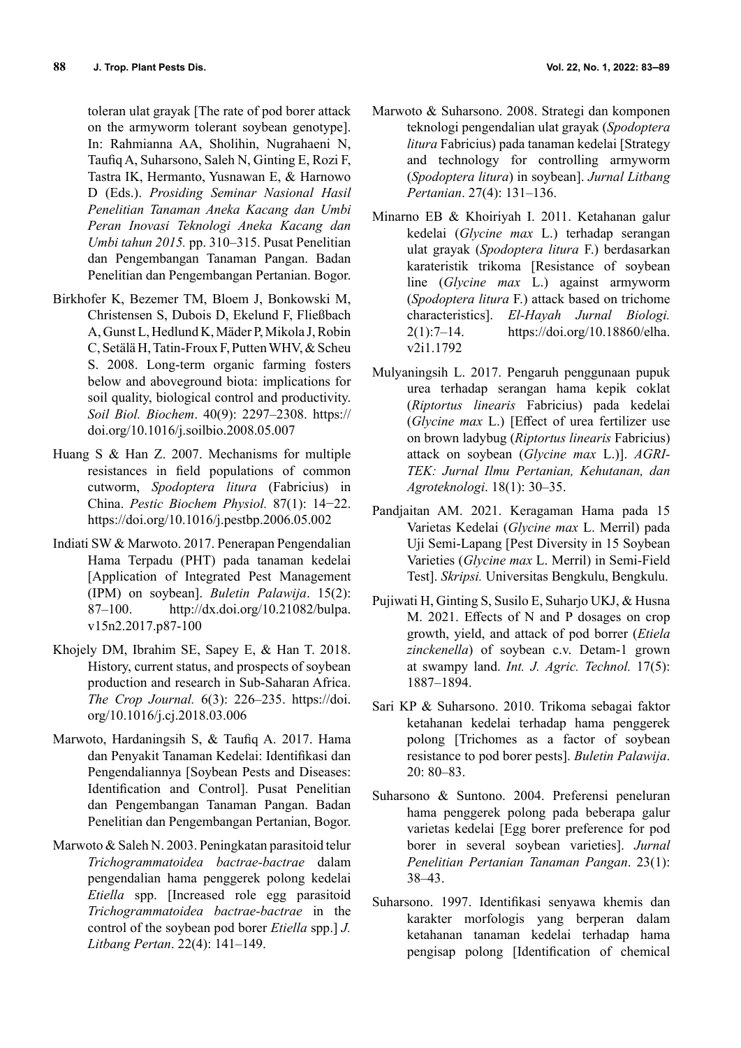toleran ulat grayak [The rate of pod borer attack on the armyworm tolerant soybean genotype]. In: Rahmianna AA, Sholihin, Nugrahaeni N, Taufiq A, Suharsono, Saleh N, Ginting E, Rozi F, Tastra IK, Hermanto, Yusnawan E, & Harnowo D (Eds.). *Prosiding Seminar Nasional Hasil Penelitian Tanaman Aneka Kacang dan Umbi Peran Inovasi Teknologi Aneka Kacang dan Umbi tahun 2015.* pp. 310–315. Pusat Penelitian dan Pengembangan Tanaman Pangan. Badan Penelitian dan Pengembangan Pertanian. Bogor.

Birkhofer K, Bezemer TM, Bloem J, Bonkowski M, Christensen S, Dubois D, Ekelund F, Fließbach A, Gunst L, Hedlund K, Mäder P, Mikola J, Robin C, Setälä H, Tatin-Froux F, Putten WHV, & Scheu S. 2008. Long-term organic farming fosters below and aboveground biota: implications for soil quality, biological control and productivity. *Soil Biol. Biochem*. 40(9): 2297–2308. https://doi.org/10.1016/j.soilbio.2008.05.007

Huang S & Han Z. 2007. Mechanisms for multiple resistances in field populations of common cutworm, *Spodoptera litura* (Fabricius) in China. *Pestic Biochem Physiol.* 87(1): 14−22. https://doi.org/10.1016/j.pestbp.2006.05.002

Indiati SW & Marwoto. 2017. Penerapan Pengendalian Hama Terpadu (PHT) pada tanaman kedelai [Application of Integrated Pest Management (IPM) on soybean]. *Buletin Palawija*. 15(2): 87–100. http://dx.doi.org/10.21082/bulpa.v15n2.2017.p87-100

Khojely DM, Ibrahim SE, Sapey E, & Han T. 2018. History, current status, and prospects of soybean production and research in Sub-Saharan Africa. *The Crop Journal.* 6(3): 226–235. https://doi.org/10.1016/j.cj.2018.03.006

Marwoto, Hardaningsih S, & Taufiq A. 2017. Hama dan Penyakit Tanaman Kedelai: Identifikasi dan Pengendaliannya [Soybean Pests and Diseases: Identification and Control]. Pusat Penelitian dan Pengembangan Tanaman Pangan. Badan Penelitian dan Pengembangan Pertanian, Bogor.

Marwoto & Saleh N. 2003. Peningkatan parasitoid telur *Trichogrammatoidea bactrae-bactrae* dalam pengendalian hama penggerek polong kedelai *Etiella* spp. [Increased role egg parasitoid *Trichogrammatoidea bactrae-bactrae* in the control of the soybean pod borer *Etiella* spp.] *J. Litbang Pertan*. 22(4): 141–149.

Marwoto & Suharsono. 2008. Strategi dan komponen teknologi pengendalian ulat grayak (*Spodoptera litura* Fabricius) pada tanaman kedelai [Strategy and technology for controlling armyworm (*Spodoptera litura*) in soybean]. *Jurnal Litbang Pertanian*. 27(4): 131–136.

Minarno EB & Khoiriyah I. 2011. Ketahanan galur kedelai (*Glycine max* L.) terhadap serangan ulat grayak (*Spodoptera litura* F.) berdasarkan karateristik trikoma [Resistance of soybean line (*Glycine max* L.) against armyworm (*Spodoptera litura* F.) attack based on trichome characteristics]. *El-Hayah Jurnal Biologi.* 2(1):7–14. https://doi.org/10.18860/elha.v2i1.1792

Mulyaningsih L. 2017. Pengaruh penggunaan pupuk urea terhadap serangan hama kepik coklat (*Riptortus linearis* Fabricius) pada kedelai (*Glycine max* L.) [Effect of urea fertilizer use on brown ladybug (*Riptortus linearis* Fabricius) attack on soybean (*Glycine max* L.)]. *AGRI-TEK: Jurnal Ilmu Pertanian, Kehutanan, dan Agroteknologi*. 18(1): 30–35.

Pandjaitan AM. 2021. Keragaman Hama pada 15 Varietas Kedelai (*Glycine max* L. Merril) pada Uji Semi-Lapang [Pest Diversity in 15 Soybean Varieties (*Glycine max* L. Merril) in Semi-Field Test]. *Skripsi.* Universitas Bengkulu, Bengkulu.

Pujiwati H, Ginting S, Susilo E, Suharjo UKJ, & Husna M. 2021. Effects of N and P dosages on crop growth, yield, and attack of pod borrer (*Etiela zinckenella*) of soybean c.v. Detam-1 grown at swampy land. *Int. J. Agric. Technol.* 17(5): 1887–1894.

Sari KP & Suharsono. 2010. Trikoma sebagai faktor ketahanan kedelai terhadap hama penggerek polong [Trichomes as a factor of soybean resistance to pod borer pests]. *Buletin Palawija*. 20: 80–83.

Suharsono & Suntono. 2004. Preferensi peneluran hama penggerek polong pada beberapa galur varietas kedelai [Egg borer preference for pod borer in several soybean varieties]. *Jurnal Penelitian Pertanian Tanaman Pangan*. 23(1): 38–43.

Suharsono. 1997. Identifikasi senyawa khemis dan karakter morfologis yang berperan dalam ketahanan tanaman kedelai terhadap hama pengisap polong [Identification of chemical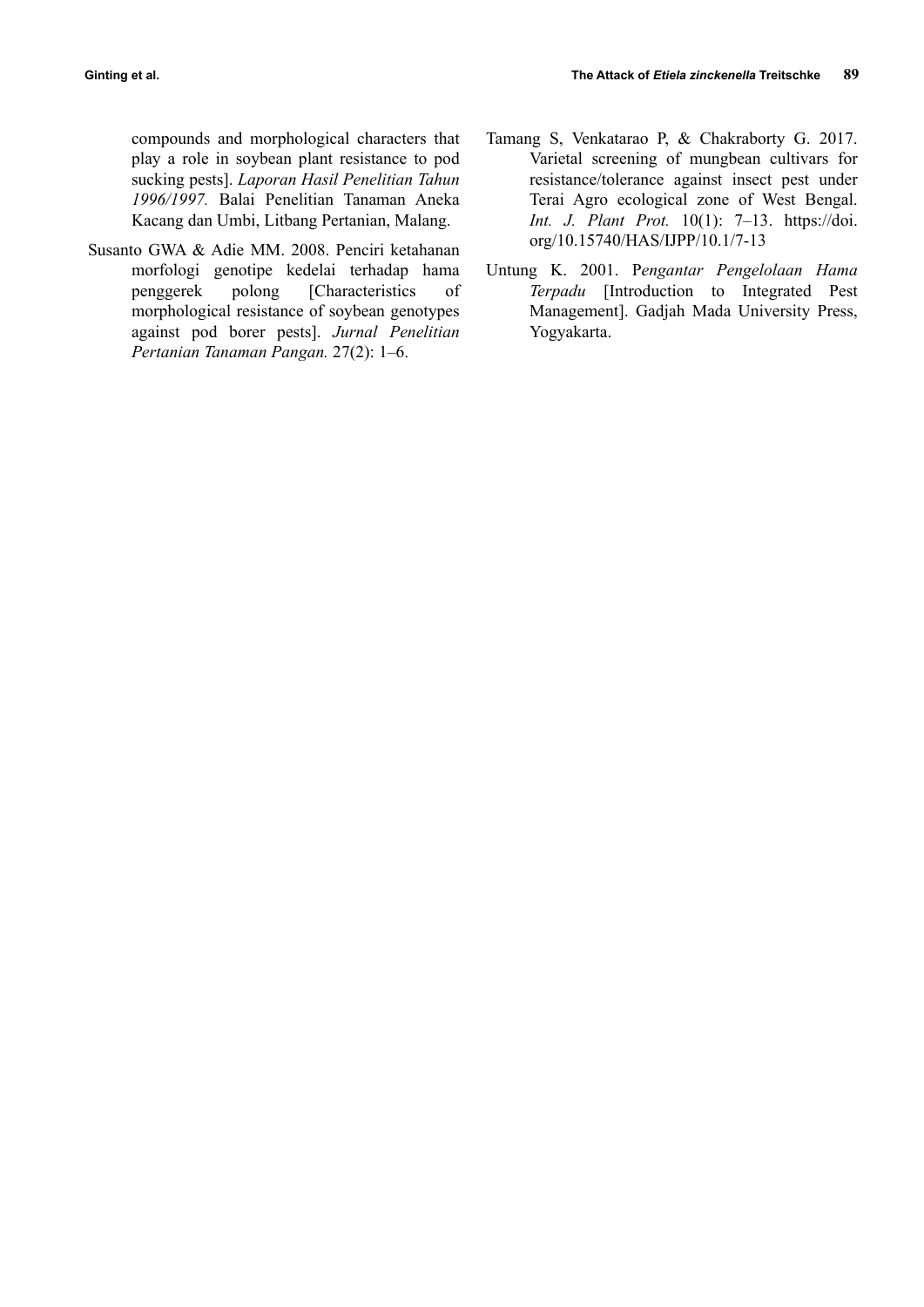compounds and morphological characters that play a role in soybean plant resistance to pod sucking pests]. *Laporan Hasil Penelitian Tahun 1996/1997.* Balai Penelitian Tanaman Aneka Kacang dan Umbi, Litbang Pertanian, Malang.

Susanto GWA & Adie MM. 2008. Penciri ketahanan morfologi genotipe kedelai terhadap hama penggerek polong [Characteristics of morphological resistance of soybean genotypes against pod borer pests]. *Jurnal Penelitian Pertanian Tanaman Pangan.* 27(2): 1–6.

Tamang S, Venkatarao P, & Chakraborty G. 2017. Varietal screening of mungbean cultivars for resistance/tolerance against insect pest under Terai Agro ecological zone of West Bengal. *Int. J. Plant Prot.* 10(1): 7–13. https://doi.org/10.15740/HAS/IJPP/10.1/7-13

Untung K. 2001. P*engantar Pengelolaan Hama Terpadu* [Introduction to Integrated Pest Management]. Gadjah Mada University Press, Yogyakarta.